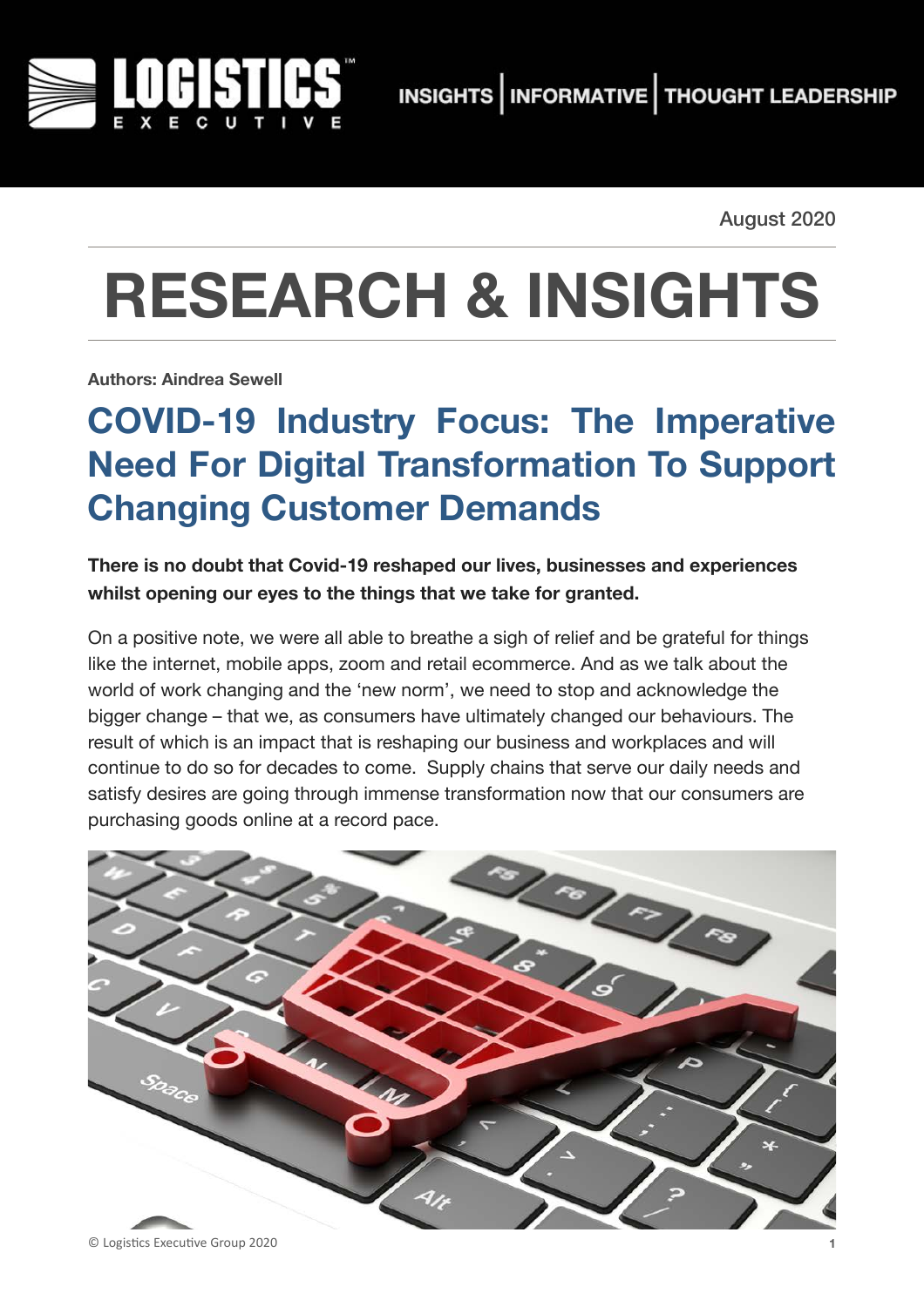August 2020

# RESEARCH & INSIGHTS

**Authors: Aindrea Sewell**

## COVID-19 Industry Focus: The Imperative Need For Digital Transformation To Support Changing Customer Demands

**There is no doubt that Covid-19 reshaped our lives, businesses and experiences whilst opening our eyes to the things that we take for granted.**

On a positive note, we were all able to breathe a sigh of relief and be grateful for things like the internet, mobile apps, zoom and retail ecommerce. And as we talk about the world of work changing and the 'new norm', we need to stop and acknowledge the bigger change – that we, as consumers have ultimately changed our behaviours. The result of which is an impact that is reshaping our business and workplaces and will continue to do so for decades to come. Supply chains that serve our daily needs and satisfy desires are going through immense transformation now that our consumers are purchasing goods online at a record pace.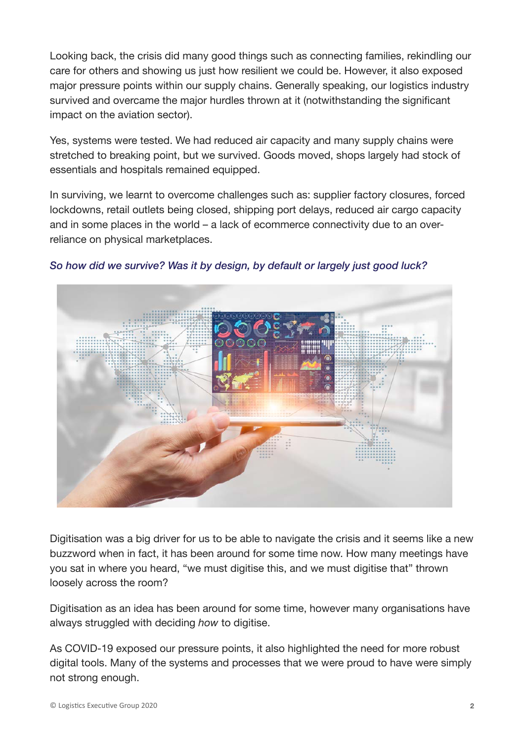Looking back, the crisis did many good things such as connecting families, rekindling our care for others and showing us just how resilient we could be. However, it also exposed major pressure points within our supply chains. Generally speaking, our logistics industry survived and overcame the major hurdles thrown at it (notwithstanding the significant impact on the aviation sector).

Yes, systems were tested. We had reduced air capacity and many supply chains were stretched to breaking point, but we survived. Goods moved, shops largely had stock of essentials and hospitals remained equipped.

In surviving, we learnt to overcome challenges such as: supplier factory closures, forced lockdowns, retail outlets being closed, shipping port delays, reduced air cargo capacity and in some places in the world – a lack of ecommerce connectivity due to an over-reliance on physical marketplaces.

*So how did we survive? Was it by design, by default or largely just good luck?*

Digitisation was a big driver for us to be able to navigate the crisis and it seems like a new buzzword when in fact, it has been around for some time now. How many meetings have you sat in where you heard, "we must digitise this, and we must digitise that" thrown loosely across the room?

Digitisation as an idea has been around for some time, however many organisations have always struggled with deciding *how* to digitise.

As COVID-19 exposed our pressure points, it also highlighted the need for more robust digital tools. Many of the systems and processes that we were proud to have were simply not strong enough.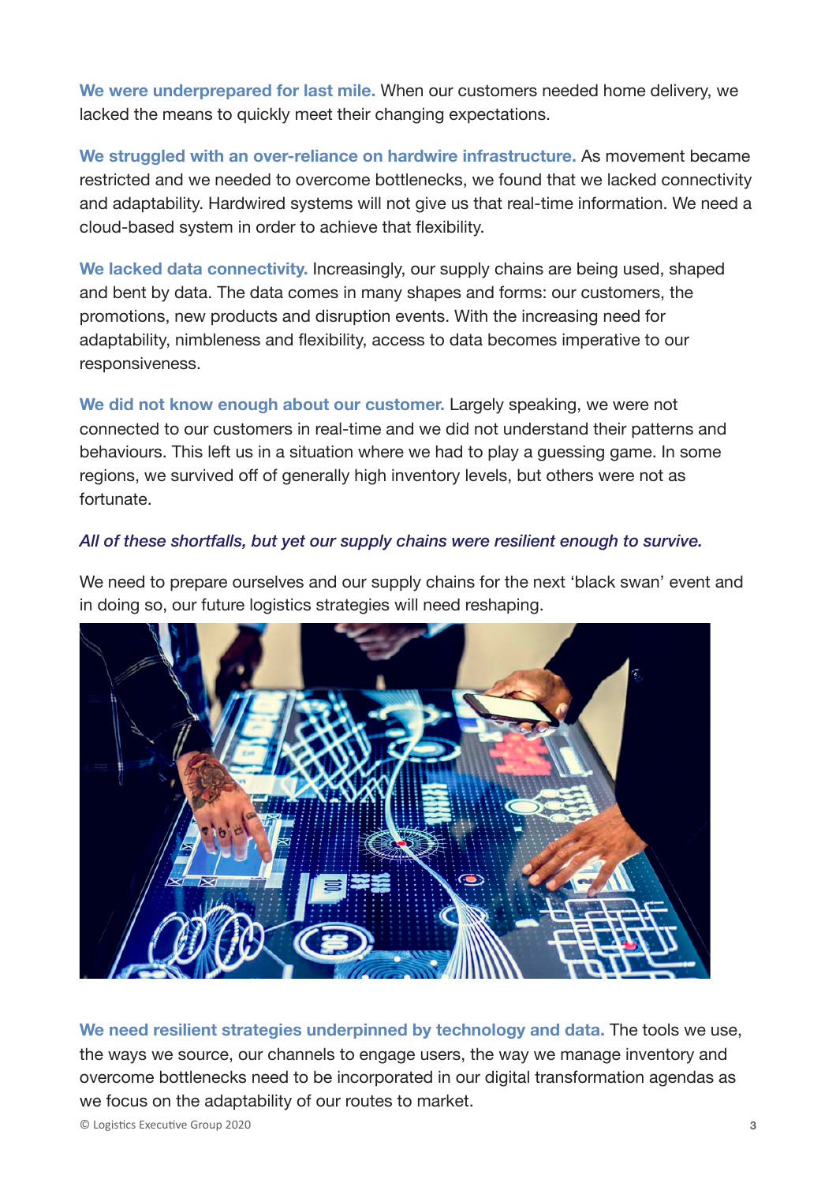**We were underprepared for last mile.** When our customers needed home delivery, we lacked the means to quickly meet their changing expectations.

**We struggled with an over-reliance on hardwire infrastructure.** As movement became restricted and we needed to overcome bottlenecks, we found that we lacked connectivity and adaptability. Hardwired systems will not give us that real-time information. We need a cloud-based system in order to achieve that flexibility.

**We lacked data connectivity.** Increasingly, our supply chains are being used, shaped and bent by data. The data comes in many shapes and forms: our customers, the promotions, new products and disruption events. With the increasing need for adaptability, nimbleness and flexibility, access to data becomes imperative to our responsiveness.

**We did not know enough about our customer.** Largely speaking, we were not connected to our customers in real-time and we did not understand their patterns and behaviours. This left us in a situation where we had to play a guessing game. In some regions, we survived off of generally high inventory levels, but others were not as fortunate.

*All of these shortfalls, but yet our supply chains were resilient enough to survive.*

We need to prepare ourselves and our supply chains for the next 'black swan' event and in doing so, our future logistics strategies will need reshaping.

**We need resilient strategies underpinned by technology and data.** The tools we use, the ways we source, our channels to engage users, the way we manage inventory and overcome bottlenecks need to be incorporated in our digital transformation agendas as we focus on the adaptability of our routes to market.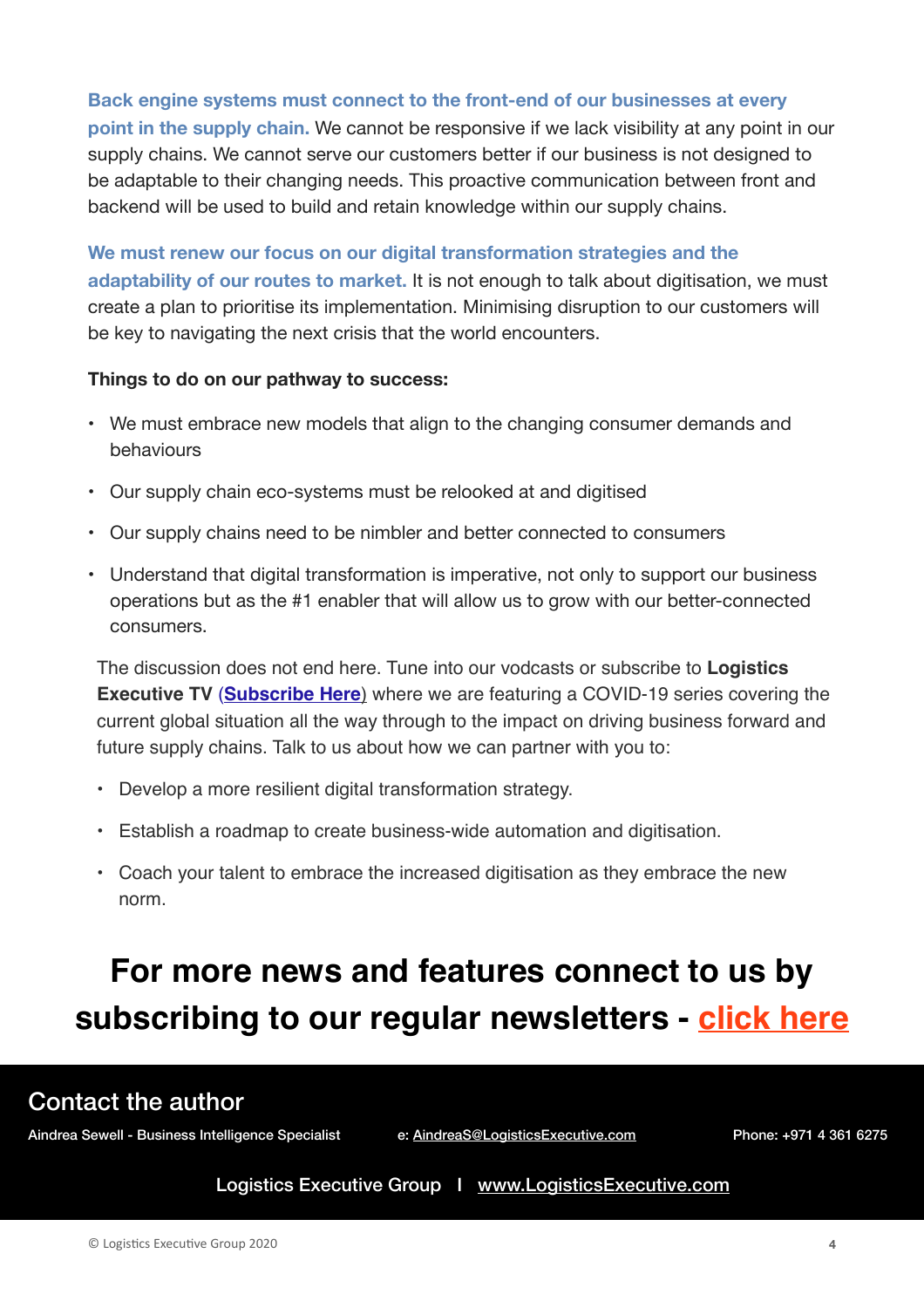**Back engine systems must connect to the front-end of our businesses at every point in the supply chain.** We cannot be responsive if we lack visibility at any point in our supply chains. We cannot serve our customers better if our business is not designed to be adaptable to their changing needs. This proactive communication between front and backend will be used to build and retain knowledge within our supply chains.

**We must renew our focus on our digital transformation strategies and the adaptability of our routes to market.** It is not enough to talk about digitisation, we must create a plan to prioritise its implementation. Minimising disruption to our customers will be key to navigating the next crisis that the world encounters.

**Things to do on our pathway to success:**

- We must embrace new models that align to the changing consumer demands and behaviours
- Our supply chain eco-systems must be relooked at and digitised
- Our supply chains need to be nimbler and better connected to consumers
- Understand that digital transformation is imperative, not only to support our business operations but as the #1 enabler that will allow us to grow with our better-connected consumers.

The discussion does not end here. Tune into our vodcasts or subscribe to **Logistics Executive TV** (**Subscribe Here**) where we are featuring a COVID-19 series covering the current global situation all the way through to the impact on driving business forward and future supply chains. Talk to us about how we can partner with you to:

- Develop a more resilient digital transformation strategy.
- Establish a roadmap to create business-wide automation and digitisation.
- Coach your talent to embrace the increased digitisation as they embrace the new norm.

# For more news and features connect to us by subscribing to our regular newsletters - click here

## Contact the author

Aindrea Sewell - Business Intelligence Specialist

e: AindreaS@LogisticsExecutive.com

Phone: +971 4 361 6275

Logistics Executive Group | www.LogisticsExecutive.com

© Logistics Executive Group 2020